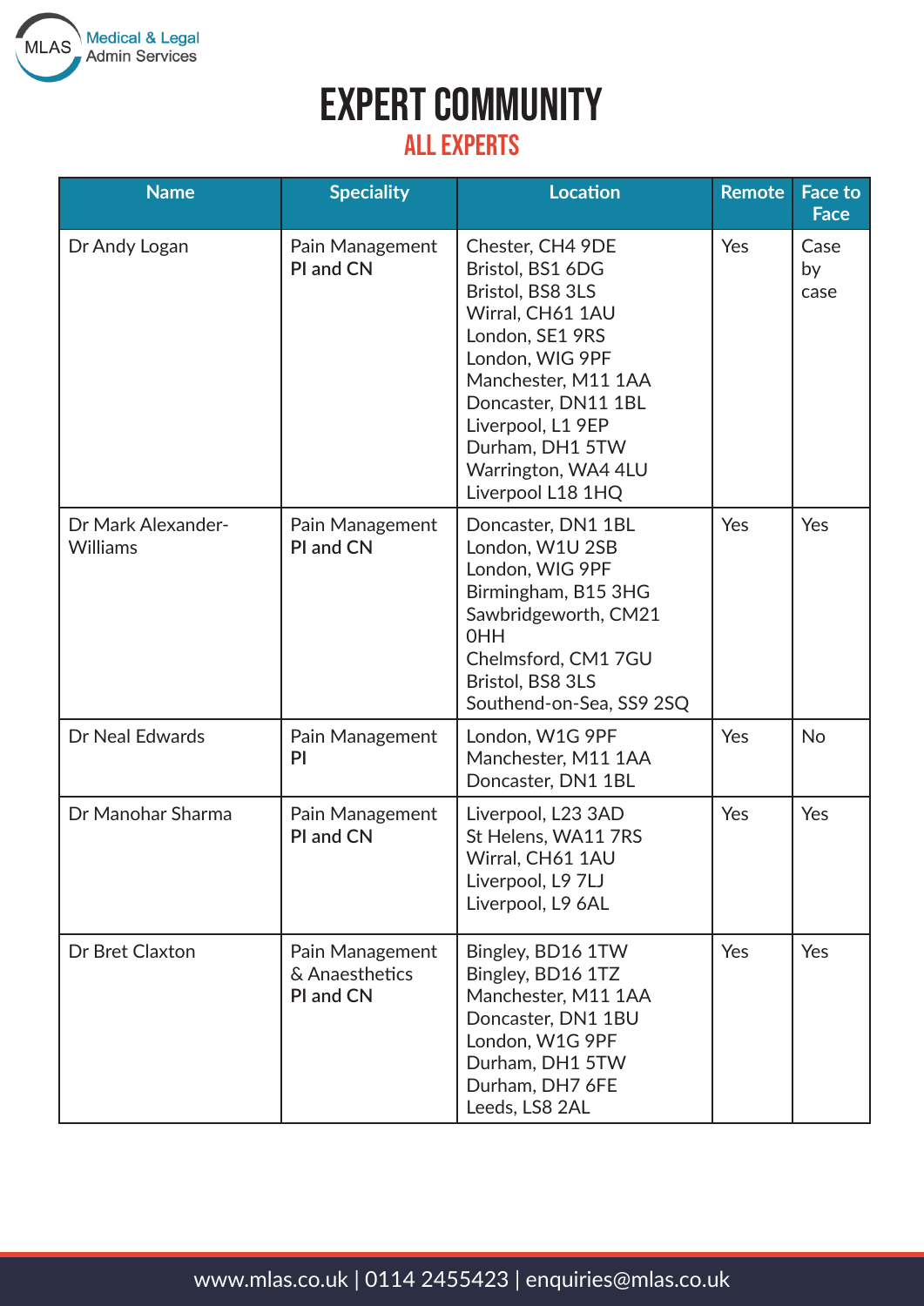# EXPERT COMMUNITY

## ALL EXPERTS

| Name | Speciality | Location | Remote | Face to Face |
|---|---|---|---|---|
| Dr Andy Logan | Pain Management<br>PI and CN | Chester, CH4 9DE<br>Bristol, BS1 6DG<br>Bristol, BS8 3LS<br>Wirral, CH61 1AU<br>London, SE1 9RS<br>London, WIG 9PF<br>Manchester, M11 1AA<br>Doncaster, DN11 1BL<br>Liverpool, L1 9EP<br>Durham, DH1 5TW<br>Warrington, WA4 4LU<br>Liverpool L18 1HQ | Yes | Case by case |
| Dr Mark Alexander-Williams | Pain Management<br>PI and CN | Doncaster, DN1 1BL<br>London, W1U 2SB<br>London, WIG 9PF<br>Birmingham, B15 3HG<br>Sawbridgeworth, CM21 0HH<br>Chelmsford, CM1 7GU<br>Bristol, BS8 3LS<br>Southend-on-Sea, SS9 2SQ | Yes | Yes |
| Dr Neal Edwards | Pain Management<br>PI | London, W1G 9PF<br>Manchester, M11 1AA<br>Doncaster, DN1 1BL | Yes | No |
| Dr Manohar Sharma | Pain Management<br>PI and CN | Liverpool, L23 3AD<br>St Helens, WA11 7RS<br>Wirral, CH61 1AU<br>Liverpool, L9 7LJ<br>Liverpool, L9 6AL | Yes | Yes |
| Dr Bret Claxton | Pain Management & Anaesthetics<br>PI and CN | Bingley, BD16 1TW<br>Bingley, BD16 1TZ<br>Manchester, M11 1AA<br>Doncaster, DN1 1BU<br>London, W1G 9PF<br>Durham, DH1 5TW<br>Durham, DH7 6FE<br>Leeds, LS8 2AL | Yes | Yes |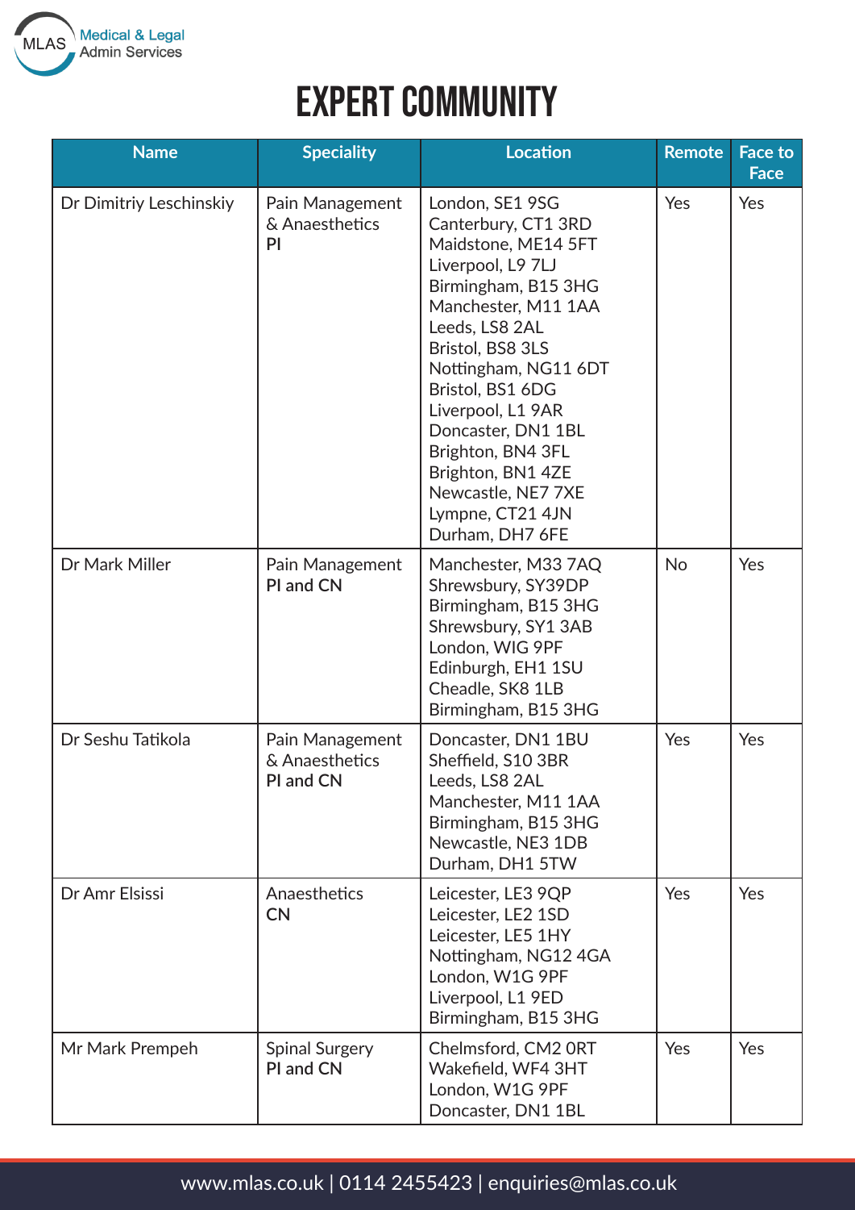# EXPERT COMMUNITY

| Name | Speciality | Location | Remote | Face to Face |
|---|---|---|---|---|
| Dr Dimitriy Leschinskiy | Pain Management & Anaesthetics<br>PI | London, SE1 9SG<br>Canterbury, CT1 3RD<br>Maidstone, ME14 5FT<br>Liverpool, L9 7LJ<br>Birmingham, B15 3HG<br>Manchester, M11 1AA<br>Leeds, LS8 2AL<br>Bristol, BS8 3LS<br>Nottingham, NG11 6DT<br>Bristol, BS1 6DG<br>Liverpool, L1 9AR<br>Doncaster, DN1 1BL<br>Brighton, BN4 3FL<br>Brighton, BN1 4ZE<br>Newcastle, NE7 7XE<br>Lympne, CT21 4JN<br>Durham, DH7 6FE | Yes | Yes |
| Dr Mark Miller | Pain Management<br>PI and CN | Manchester, M33 7AQ<br>Shrewsbury, SY39DP<br>Birmingham, B15 3HG<br>Shrewsbury, SY1 3AB<br>London, WIG 9PF<br>Edinburgh, EH1 1SU<br>Cheadle, SK8 1LB<br>Birmingham, B15 3HG | No | Yes |
| Dr Seshu Tatikola | Pain Management & Anaesthetics<br>PI and CN | Doncaster, DN1 1BU<br>Sheffield, S10 3BR<br>Leeds, LS8 2AL<br>Manchester, M11 1AA<br>Birmingham, B15 3HG<br>Newcastle, NE3 1DB<br>Durham, DH1 5TW | Yes | Yes |
| Dr Amr Elsissi | Anaesthetics<br>CN | Leicester, LE3 9QP<br>Leicester, LE2 1SD<br>Leicester, LE5 1HY<br>Nottingham, NG12 4GA<br>London, W1G 9PF<br>Liverpool, L1 9ED<br>Birmingham, B15 3HG | Yes | Yes |
| Mr Mark Prempeh | Spinal Surgery<br>PI and CN | Chelmsford, CM2 0RT<br>Wakefield, WF4 3HT<br>London, W1G 9PF<br>Doncaster, DN1 1BL | Yes | Yes |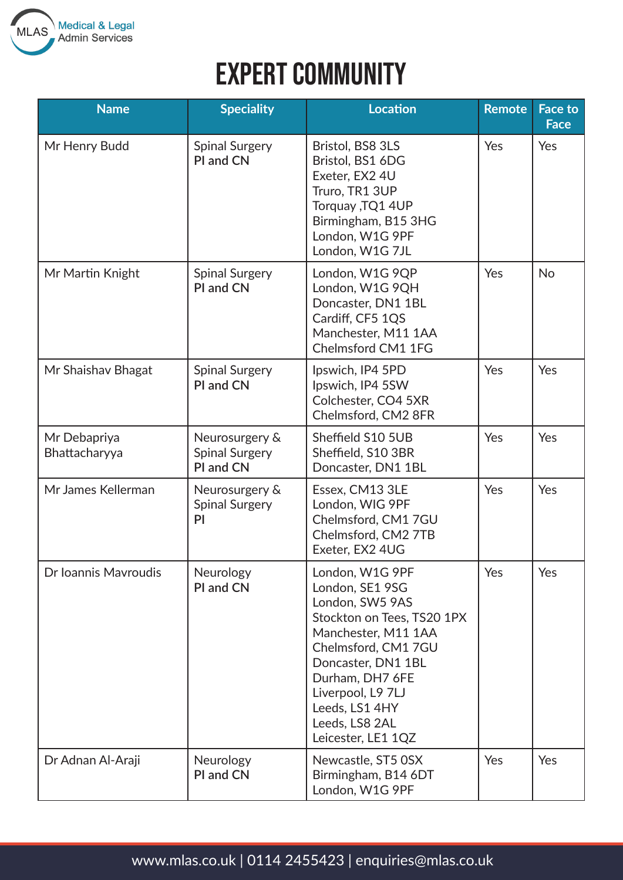# EXPERT COMMUNITY

| Name | Speciality | Location | Remote | Face to Face |
|---|---|---|---|---|
| Mr Henry Budd | Spinal Surgery<br>PI and CN | Bristol, BS8 3LS<br>Bristol, BS1 6DG<br>Exeter, EX2 4U<br>Truro, TR1 3UP<br>Torquay ,TQ1 4UP<br>Birmingham, B15 3HG<br>London, W1G 9PF<br>London, W1G 7JL | Yes | Yes |
| Mr Martin Knight | Spinal Surgery<br>PI and CN | London, W1G 9QP<br>London, W1G 9QH<br>Doncaster, DN1 1BL<br>Cardiff, CF5 1QS<br>Manchester, M11 1AA<br>Chelmsford CM1 1FG | Yes | No |
| Mr Shaishav Bhagat | Spinal Surgery<br>PI and CN | Ipswich, IP4 5PD<br>Ipswich, IP4 5SW<br>Colchester, CO4 5XR<br>Chelmsford, CM2 8FR | Yes | Yes |
| Mr Debapriya Bhattacharyya | Neurosurgery &<br>Spinal Surgery<br>PI and CN | Sheffield S10 5UB<br>Sheffield, S10 3BR<br>Doncaster, DN1 1BL | Yes | Yes |
| Mr James Kellerman | Neurosurgery &<br>Spinal Surgery<br>PI | Essex, CM13 3LE<br>London, WIG 9PF<br>Chelmsford, CM1 7GU<br>Chelmsford, CM2 7TB<br>Exeter, EX2 4UG | Yes | Yes |
| Dr Ioannis Mavroudis | Neurology<br>PI and CN | London, W1G 9PF<br>London, SE1 9SG<br>London, SW5 9AS<br>Stockton on Tees, TS20 1PX<br>Manchester, M11 1AA<br>Chelmsford, CM1 7GU<br>Doncaster, DN1 1BL<br>Durham, DH7 6FE<br>Liverpool, L9 7LJ<br>Leeds, LS1 4HY<br>Leeds, LS8 2AL<br>Leicester, LE1 1QZ | Yes | Yes |
| Dr Adnan Al-Araji | Neurology<br>PI and CN | Newcastle, ST5 0SX<br>Birmingham, B14 6DT<br>London, W1G 9PF | Yes | Yes |

www.mlas.co.uk | 0114 2455423 | enquiries@mlas.co.uk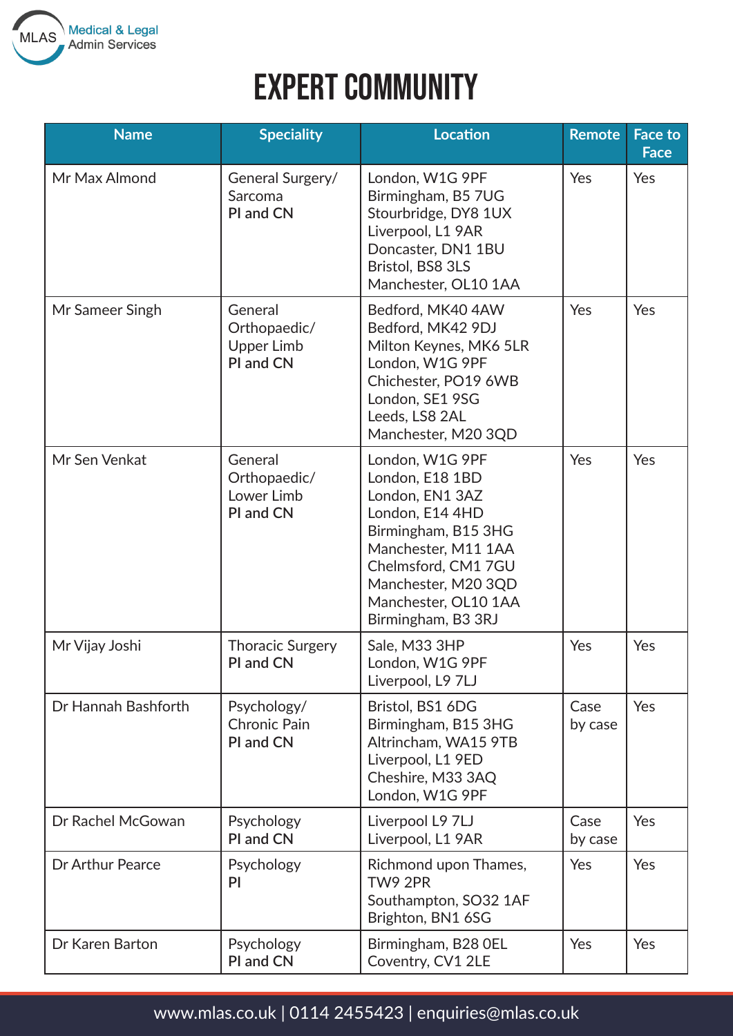# EXPERT COMMUNITY

| Name | Speciality | Location | Remote | Face to Face |
|---|---|---|---|---|
| Mr Max Almond | General Surgery/ Sarcoma<br>PI and CN | London, W1G 9PF<br>Birmingham, B5 7UG<br>Stourbridge, DY8 1UX<br>Liverpool, L1 9AR<br>Doncaster, DN1 1BU<br>Bristol, BS8 3LS<br>Manchester, OL10 1AA | Yes | Yes |
| Mr Sameer Singh | General Orthopaedic/ Upper Limb<br>PI and CN | Bedford, MK40 4AW<br>Bedford, MK42 9DJ<br>Milton Keynes, MK6 5LR<br>London, W1G 9PF<br>Chichester, PO19 6WB<br>London, SE1 9SG<br>Leeds, LS8 2AL<br>Manchester, M20 3QD | Yes | Yes |
| Mr Sen Venkat | General Orthopaedic/ Lower Limb<br>PI and CN | London, W1G 9PF<br>London, E18 1BD<br>London, EN1 3AZ<br>London, E14 4HD<br>Birmingham, B15 3HG<br>Manchester, M11 1AA<br>Chelmsford, CM1 7GU<br>Manchester, M20 3QD<br>Manchester, OL10 1AA<br>Birmingham, B3 3RJ | Yes | Yes |
| Mr Vijay Joshi | Thoracic Surgery<br>PI and CN | Sale, M33 3HP<br>London, W1G 9PF<br>Liverpool, L9 7LJ | Yes | Yes |
| Dr Hannah Bashforth | Psychology/ Chronic Pain<br>PI and CN | Bristol, BS1 6DG<br>Birmingham, B15 3HG<br>Altrincham, WA15 9TB<br>Liverpool, L1 9ED<br>Cheshire, M33 3AQ<br>London, W1G 9PF | Case by case | Yes |
| Dr Rachel McGowan | Psychology<br>PI and CN | Liverpool L9 7LJ<br>Liverpool, L1 9AR | Case by case | Yes |
| Dr Arthur Pearce | Psychology<br>PI | Richmond upon Thames, TW9 2PR<br>Southampton, SO32 1AF<br>Brighton, BN1 6SG | Yes | Yes |
| Dr Karen Barton | Psychology<br>PI and CN | Birmingham, B28 0EL<br>Coventry, CV1 2LE | Yes | Yes |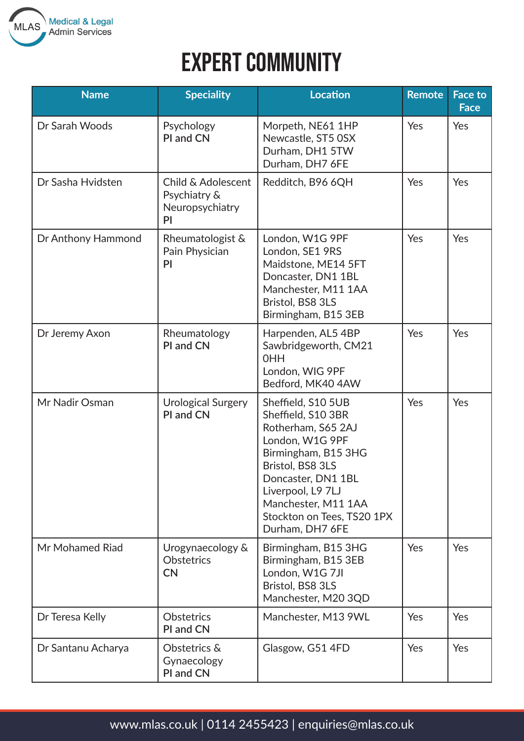# EXPERT COMMUNITY

| Name | Speciality | Location | Remote | Face to Face |
|---|---|---|---|---|
| Dr Sarah Woods | Psychology<br>PI and CN | Morpeth, NE61 1HP<br>Newcastle, ST5 0SX<br>Durham, DH1 5TW<br>Durham, DH7 6FE | Yes | Yes |
| Dr Sasha Hvidsten | Child & Adolescent Psychiatry & Neuropsychiatry<br>PI | Redditch, B96 6QH | Yes | Yes |
| Dr Anthony Hammond | Rheumatologist & Pain Physician<br>PI | London, W1G 9PF<br>London, SE1 9RS<br>Maidstone, ME14 5FT<br>Doncaster, DN1 1BL<br>Manchester, M11 1AA<br>Bristol, BS8 3LS<br>Birmingham, B15 3EB | Yes | Yes |
| Dr Jeremy Axon | Rheumatology<br>PI and CN | Harpenden, AL5 4BP<br>Sawbridgeworth, CM21 0HH<br>London, WIG 9PF<br>Bedford, MK40 4AW | Yes | Yes |
| Mr Nadir Osman | Urological Surgery<br>PI and CN | Sheffield, S10 5UB<br>Sheffield, S10 3BR<br>Rotherham, S65 2AJ<br>London, W1G 9PF<br>Birmingham, B15 3HG<br>Bristol, BS8 3LS<br>Doncaster, DN1 1BL<br>Liverpool, L9 7LJ<br>Manchester, M11 1AA<br>Stockton on Tees, TS20 1PX<br>Durham, DH7 6FE | Yes | Yes |
| Mr Mohamed Riad | Urogynaecology & Obstetrics<br>CN | Birmingham, B15 3HG<br>Birmingham, B15 3EB<br>London, W1G 7JI<br>Bristol, BS8 3LS<br>Manchester, M20 3QD | Yes | Yes |
| Dr Teresa Kelly | Obstetrics<br>PI and CN | Manchester, M13 9WL | Yes | Yes |
| Dr Santanu Acharya | Obstetrics & Gynaecology<br>PI and CN | Glasgow, G51 4FD | Yes | Yes |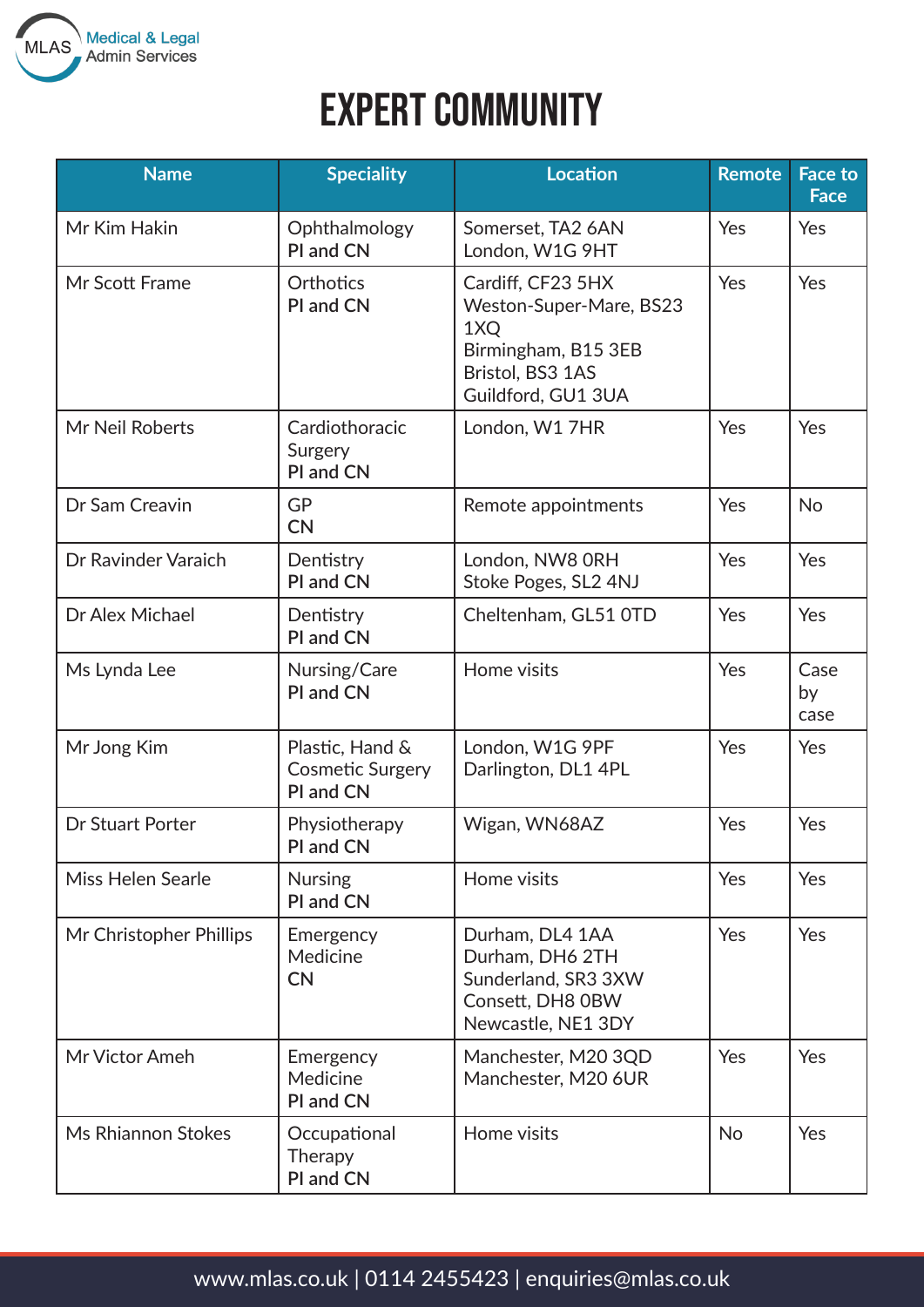# EXPERT COMMUNITY

| Name | Speciality | Location | Remote | Face to Face |
|---|---|---|---|---|
| Mr Kim Hakin | Ophthalmology<br>PI and CN | Somerset, TA2 6AN<br>London, W1G 9HT | Yes | Yes |
| Mr Scott Frame | Orthotics<br>PI and CN | Cardiff, CF23 5HX<br>Weston-Super-Mare, BS23 1XQ<br>Birmingham, B15 3EB<br>Bristol, BS3 1AS<br>Guildford, GU1 3UA | Yes | Yes |
| Mr Neil Roberts | Cardiothoracic Surgery<br>PI and CN | London, W1 7HR | Yes | Yes |
| Dr Sam Creavin | GP<br>CN | Remote appointments | Yes | No |
| Dr Ravinder Varaich | Dentistry<br>PI and CN | London, NW8 0RH<br>Stoke Poges, SL2 4NJ | Yes | Yes |
| Dr Alex Michael | Dentistry<br>PI and CN | Cheltenham, GL51 0TD | Yes | Yes |
| Ms Lynda Lee | Nursing/Care<br>PI and CN | Home visits | Yes | Case by case |
| Mr Jong Kim | Plastic, Hand & Cosmetic Surgery<br>PI and CN | London, W1G 9PF<br>Darlington, DL1 4PL | Yes | Yes |
| Dr Stuart Porter | Physiotherapy<br>PI and CN | Wigan, WN68AZ | Yes | Yes |
| Miss Helen Searle | Nursing<br>PI and CN | Home visits | Yes | Yes |
| Mr Christopher Phillips | Emergency Medicine<br>CN | Durham, DL4 1AA<br>Durham, DH6 2TH<br>Sunderland, SR3 3XW<br>Consett, DH8 0BW<br>Newcastle, NE1 3DY | Yes | Yes |
| Mr Victor Ameh | Emergency Medicine<br>PI and CN | Manchester, M20 3QD<br>Manchester, M20 6UR | Yes | Yes |
| Ms Rhiannon Stokes | Occupational Therapy<br>PI and CN | Home visits | No | Yes |

www.mlas.co.uk | 0114 2455423 | enquiries@mlas.co.uk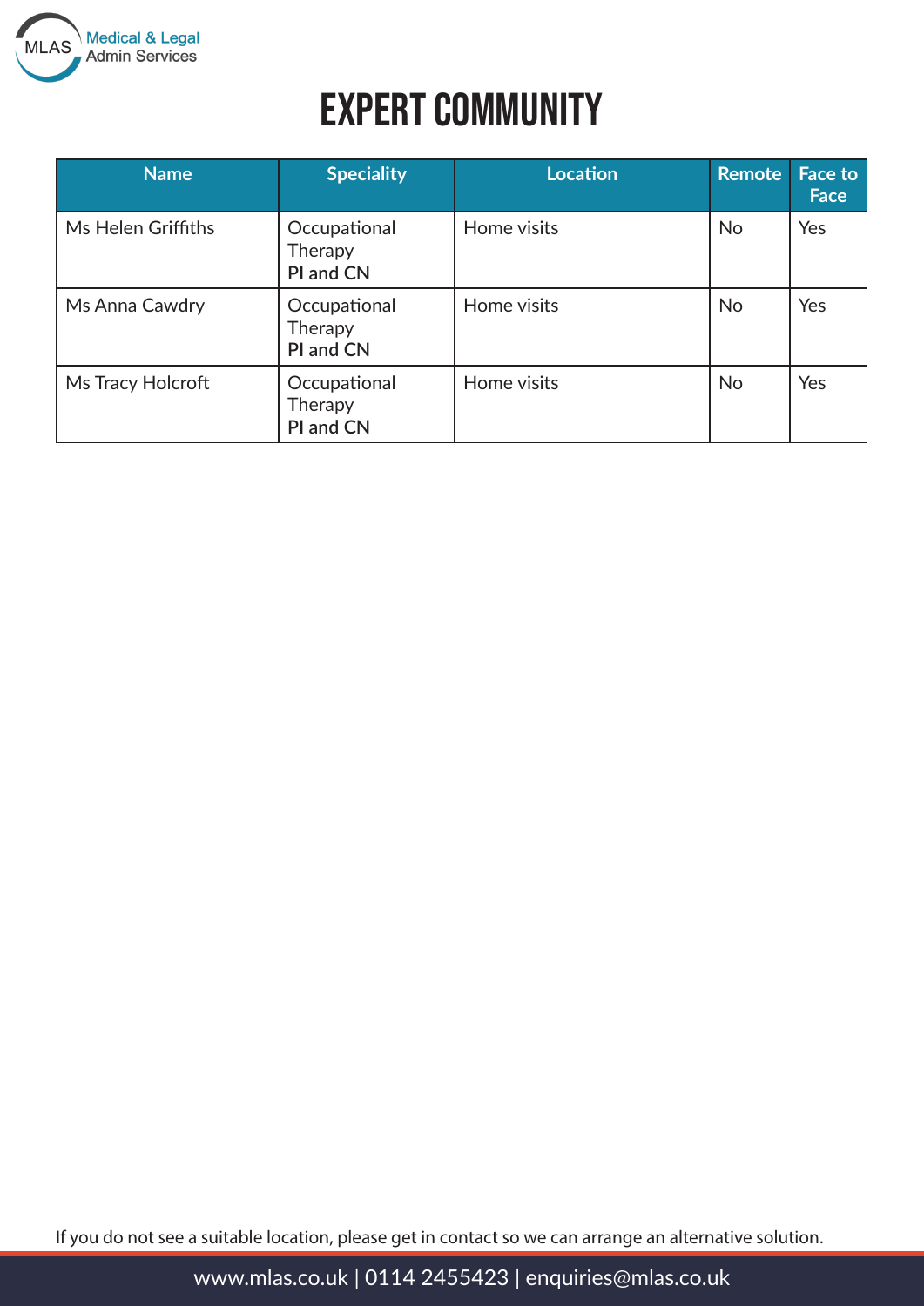# EXPERT COMMUNITY

| Name | Speciality | Location | Remote | Face to Face |
|---|---|---|---|---|
| Ms Helen Griffiths | Occupational Therapy<br>PI and CN | Home visits | No | Yes |
| Ms Anna Cawdry | Occupational Therapy<br>PI and CN | Home visits | No | Yes |
| Ms Tracy Holcroft | Occupational Therapy<br>PI and CN | Home visits | No | Yes |

If you do not see a suitable location, please get in contact so we can arrange an alternative solution.

www.mlas.co.uk | 0114 2455423 | enquiries@mlas.co.uk